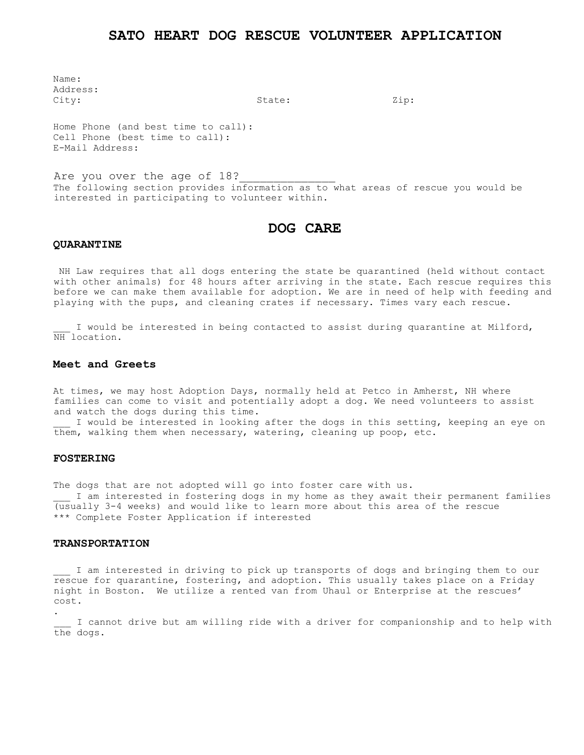# SATO HEART DOG RESCUE VOLUNTEER APPLICATION

Name:
Address:
City: State: Zip:

Home Phone (and best time to call):
Cell Phone (best time to call):
E-Mail Address:

Are you over the age of 18?______________
The following section provides information as to what areas of rescue you would be interested in participating to volunteer within.

## DOG CARE

### QUARANTINE

NH Law requires that all dogs entering the state be quarantined (held without contact with other animals) for 48 hours after arriving in the state. Each rescue requires this before we can make them available for adoption. We are in need of help with feeding and playing with the pups, and cleaning crates if necessary. Times vary each rescue.

___ I would be interested in being contacted to assist during quarantine at Milford, NH location.

### Meet and Greets

At times, we may host Adoption Days, normally held at Petco in Amherst, NH where families can come to visit and potentially adopt a dog. We need volunteers to assist and watch the dogs during this time.
___ I would be interested in looking after the dogs in this setting, keeping an eye on them, walking them when necessary, watering, cleaning up poop, etc.

### FOSTERING

The dogs that are not adopted will go into foster care with us.
___ I am interested in fostering dogs in my home as they await their permanent families (usually 3-4 weeks) and would like to learn more about this area of the rescue
*** Complete Foster Application if interested

### TRANSPORTATION

___ I am interested in driving to pick up transports of dogs and bringing them to our rescue for quarantine, fostering, and adoption. This usually takes place on a Friday night in Boston. We utilize a rented van from Uhaul or Enterprise at the rescues' cost.
.
___ I cannot drive but am willing ride with a driver for companionship and to help with the dogs.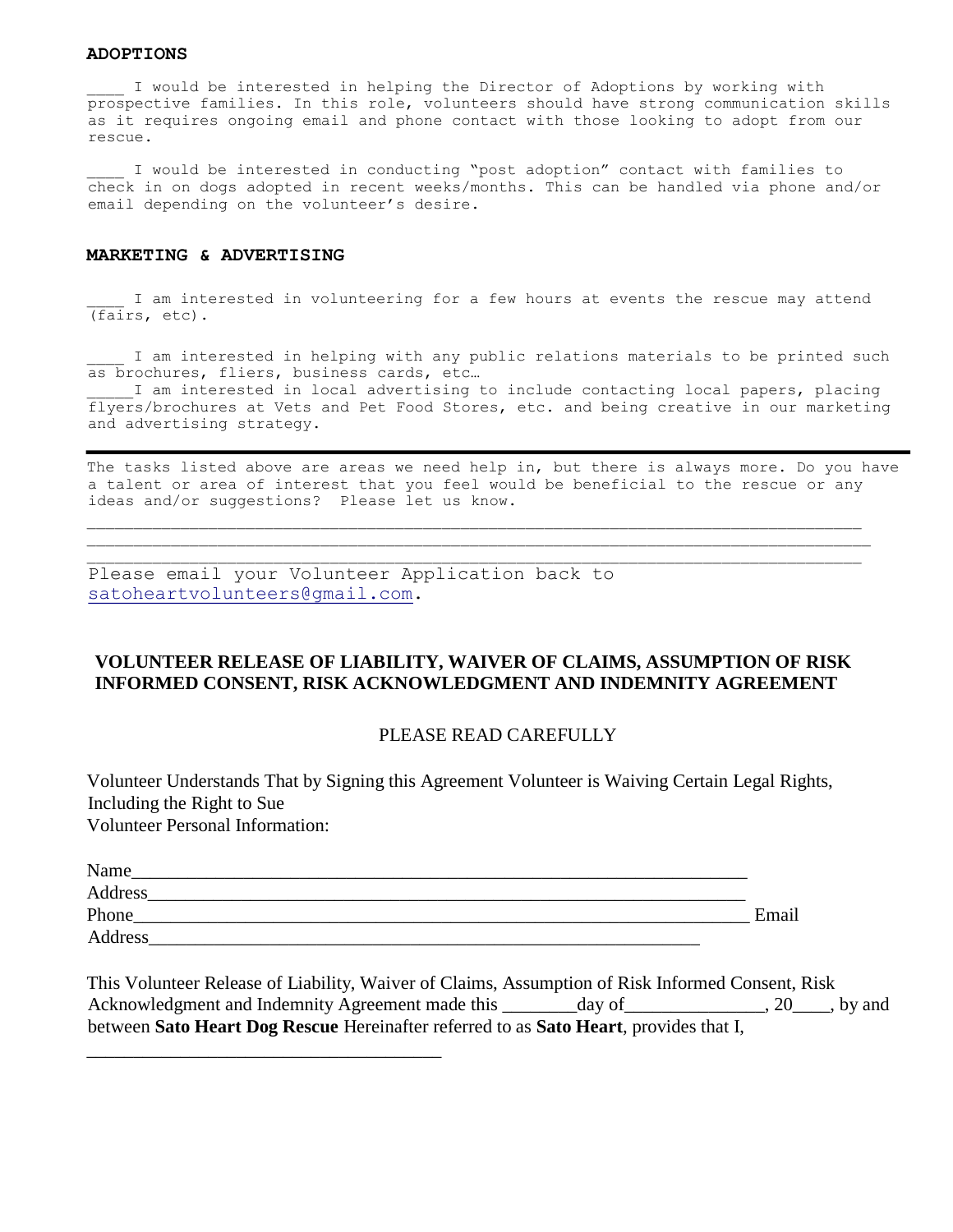**ADOPTIONS**

____ I would be interested in helping the Director of Adoptions by working with prospective families. In this role, volunteers should have strong communication skills as it requires ongoing email and phone contact with those looking to adopt from our rescue.

____ I would be interested in conducting "post adoption" contact with families to check in on dogs adopted in recent weeks/months. This can be handled via phone and/or email depending on the volunteer's desire.

**MARKETING & ADVERTISING**

____ I am interested in volunteering for a few hours at events the rescue may attend (fairs, etc).

____ I am interested in helping with any public relations materials to be printed such as brochures, fliers, business cards, etc…

_____I am interested in local advertising to include contacting local papers, placing flyers/brochures at Vets and Pet Food Stores, etc. and being creative in our marketing and advertising strategy.

---

The tasks listed above are areas we need help in, but there is always more. Do you have a talent or area of interest that you feel would be beneficial to the rescue or any ideas and/or suggestions? Please let us know.

_________________________________________________________________________________
_________________________________________________________________________________
_________________________________________________________________________________

Please email your Volunteer Application back to satoheartvolunteers@gmail.com.

**VOLUNTEER RELEASE OF LIABILITY, WAIVER OF CLAIMS, ASSUMPTION OF RISK INFORMED CONSENT, RISK ACKNOWLEDGMENT AND INDEMNITY AGREEMENT**

PLEASE READ CAREFULLY

Volunteer Understands That by Signing this Agreement Volunteer is Waiving Certain Legal Rights, Including the Right to Sue
Volunteer Personal Information:

Name_________________________________________________________________
Address_______________________________________________________________
Phone_________________________________________________________________ Email
Address_______________________________________________________________

This Volunteer Release of Liability, Waiver of Claims, Assumption of Risk Informed Consent, Risk Acknowledgment and Indemnity Agreement made this ________day of_______________, 20____, by and between **Sato Heart Dog Rescue** Hereinafter referred to as **Sato Heart**, provides that I,

_______________________________________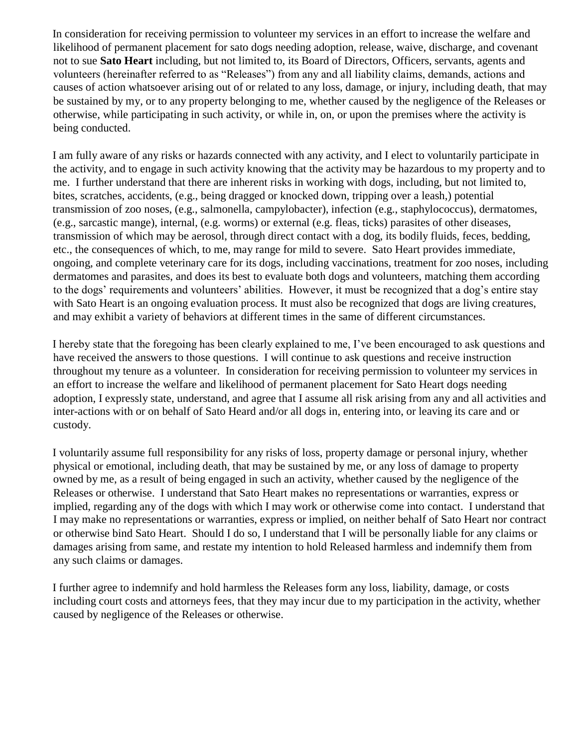In consideration for receiving permission to volunteer my services in an effort to increase the welfare and likelihood of permanent placement for sato dogs needing adoption, release, waive, discharge, and covenant not to sue **Sato Heart** including, but not limited to, its Board of Directors, Officers, servants, agents and volunteers (hereinafter referred to as "Releases") from any and all liability claims, demands, actions and causes of action whatsoever arising out of or related to any loss, damage, or injury, including death, that may be sustained by my, or to any property belonging to me, whether caused by the negligence of the Releases or otherwise, while participating in such activity, or while in, on, or upon the premises where the activity is being conducted.

I am fully aware of any risks or hazards connected with any activity, and I elect to voluntarily participate in the activity, and to engage in such activity knowing that the activity may be hazardous to my property and to me. I further understand that there are inherent risks in working with dogs, including, but not limited to, bites, scratches, accidents, (e.g., being dragged or knocked down, tripping over a leash,) potential transmission of zoo noses, (e.g., salmonella, campylobacter), infection (e.g., staphylococcus), dermatomes, (e.g., sarcastic mange), internal, (e.g. worms) or external (e.g. fleas, ticks) parasites of other diseases, transmission of which may be aerosol, through direct contact with a dog, its bodily fluids, feces, bedding, etc., the consequences of which, to me, may range for mild to severe. Sato Heart provides immediate, ongoing, and complete veterinary care for its dogs, including vaccinations, treatment for zoo noses, including dermatomes and parasites, and does its best to evaluate both dogs and volunteers, matching them according to the dogs' requirements and volunteers' abilities. However, it must be recognized that a dog's entire stay with Sato Heart is an ongoing evaluation process. It must also be recognized that dogs are living creatures, and may exhibit a variety of behaviors at different times in the same of different circumstances.

I hereby state that the foregoing has been clearly explained to me, I've been encouraged to ask questions and have received the answers to those questions. I will continue to ask questions and receive instruction throughout my tenure as a volunteer. In consideration for receiving permission to volunteer my services in an effort to increase the welfare and likelihood of permanent placement for Sato Heart dogs needing adoption, I expressly state, understand, and agree that I assume all risk arising from any and all activities and inter-actions with or on behalf of Sato Heard and/or all dogs in, entering into, or leaving its care and or custody.

I voluntarily assume full responsibility for any risks of loss, property damage or personal injury, whether physical or emotional, including death, that may be sustained by me, or any loss of damage to property owned by me, as a result of being engaged in such an activity, whether caused by the negligence of the Releases or otherwise. I understand that Sato Heart makes no representations or warranties, express or implied, regarding any of the dogs with which I may work or otherwise come into contact. I understand that I may make no representations or warranties, express or implied, on neither behalf of Sato Heart nor contract or otherwise bind Sato Heart. Should I do so, I understand that I will be personally liable for any claims or damages arising from same, and restate my intention to hold Released harmless and indemnify them from any such claims or damages.

I further agree to indemnify and hold harmless the Releases form any loss, liability, damage, or costs including court costs and attorneys fees, that they may incur due to my participation in the activity, whether caused by negligence of the Releases or otherwise.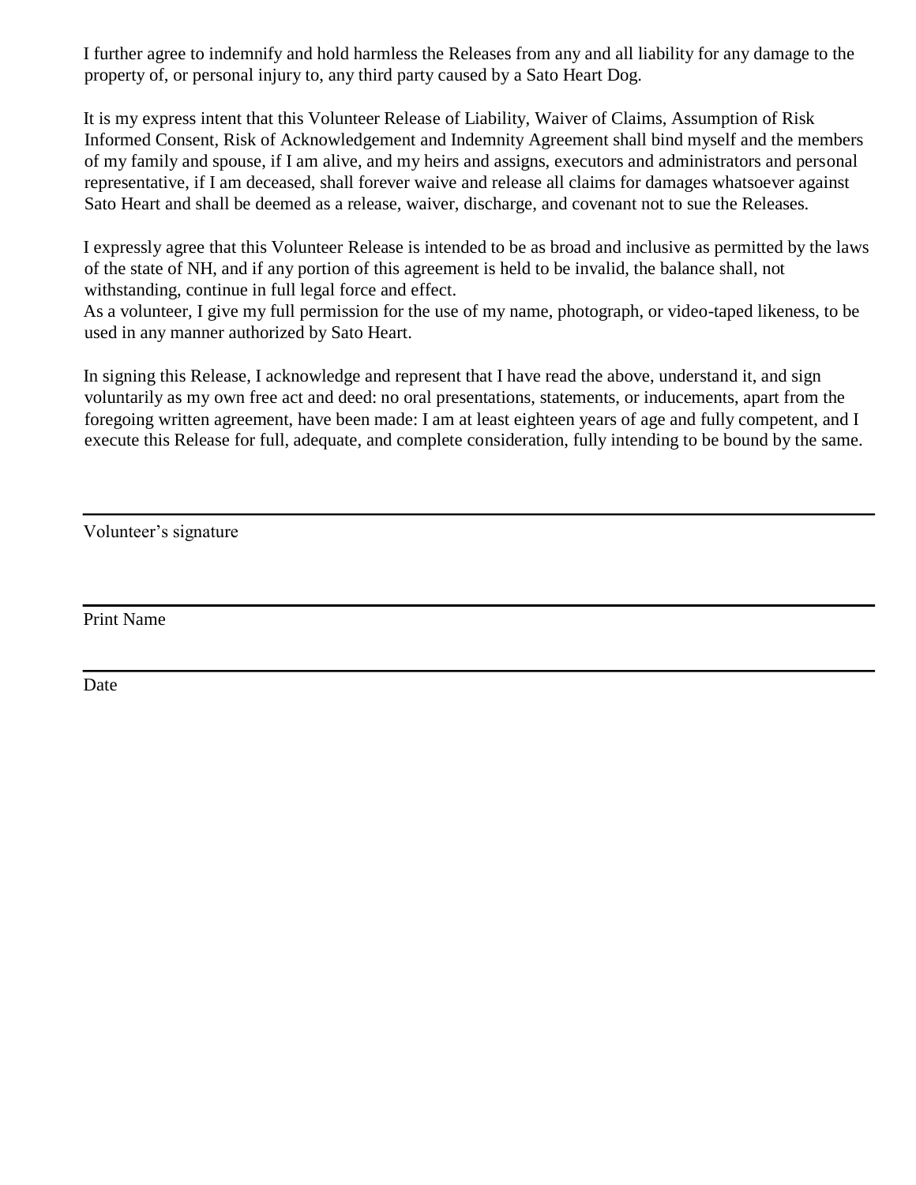I further agree to indemnify and hold harmless the Releases from any and all liability for any damage to the property of, or personal injury to, any third party caused by a Sato Heart Dog.

It is my express intent that this Volunteer Release of Liability, Waiver of Claims, Assumption of Risk Informed Consent, Risk of Acknowledgement and Indemnity Agreement shall bind myself and the members of my family and spouse, if I am alive, and my heirs and assigns, executors and administrators and personal representative, if I am deceased, shall forever waive and release all claims for damages whatsoever against Sato Heart and shall be deemed as a release, waiver, discharge, and covenant not to sue the Releases.

I expressly agree that this Volunteer Release is intended to be as broad and inclusive as permitted by the laws of the state of NH, and if any portion of this agreement is held to be invalid, the balance shall, not withstanding, continue in full legal force and effect.
As a volunteer, I give my full permission for the use of my name, photograph, or video-taped likeness, to be used in any manner authorized by Sato Heart.

In signing this Release, I acknowledge and represent that I have read the above, understand it, and sign voluntarily as my own free act and deed: no oral presentations, statements, or inducements, apart from the foregoing written agreement, have been made: I am at least eighteen years of age and fully competent, and I execute this Release for full, adequate, and complete consideration, fully intending to be bound by the same.

______________________________________________

Volunteer's signature

______________________________________________

Print Name

______________________________________________

Date